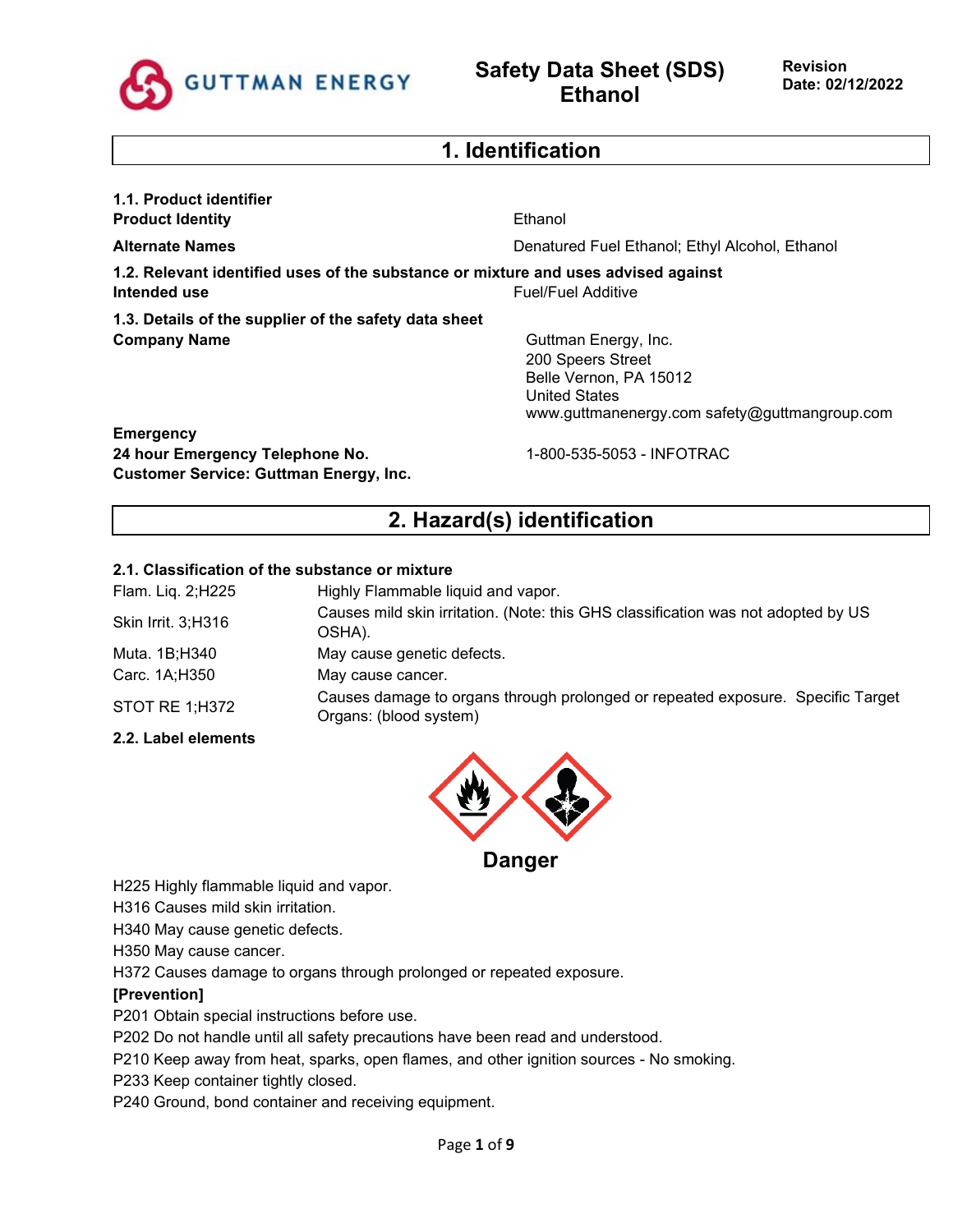# Safety Data Sheet (SDS) Ethanol

**Revision Date: 02/12/2022**

## 1. Identification

**1.1. Product identifier**

**Product Identity** Ethanol

**Alternate Names** Denatured Fuel Ethanol; Ethyl Alcohol, Ethanol

**1.2. Relevant identified uses of the substance or mixture and uses advised against**

**Intended use** Fuel/Fuel Additive

**1.3. Details of the supplier of the safety data sheet**

**Company Name**

Guttman Energy, Inc.
200 Speers Street
Belle Vernon, PA 15012
United States
www.guttmanenergy.com safety@guttmangroup.com

**Emergency**

**24 hour Emergency Telephone No.** 1-800-535-5053 - INFOTRAC

**Customer Service: Guttman Energy, Inc.**

## 2. Hazard(s) identification

**2.1. Classification of the substance or mixture**

| | |
|---|---|
| Flam. Liq. 2;H225 | Highly Flammable liquid and vapor. |
| Skin Irrit. 3;H316 | Causes mild skin irritation. (Note: this GHS classification was not adopted by US OSHA). |
| Muta. 1B;H340 | May cause genetic defects. |
| Carc. 1A;H350 | May cause cancer. |
| STOT RE 1;H372 | Causes damage to organs through prolonged or repeated exposure. Specific Target Organs: (blood system) |

**2.2. Label elements**

**Danger**

H225 Highly flammable liquid and vapor.
H316 Causes mild skin irritation.
H340 May cause genetic defects.
H350 May cause cancer.
H372 Causes damage to organs through prolonged or repeated exposure.

**[Prevention]**

P201 Obtain special instructions before use.
P202 Do not handle until all safety precautions have been read and understood.
P210 Keep away from heat, sparks, open flames, and other ignition sources - No smoking.
P233 Keep container tightly closed.
P240 Ground, bond container and receiving equipment.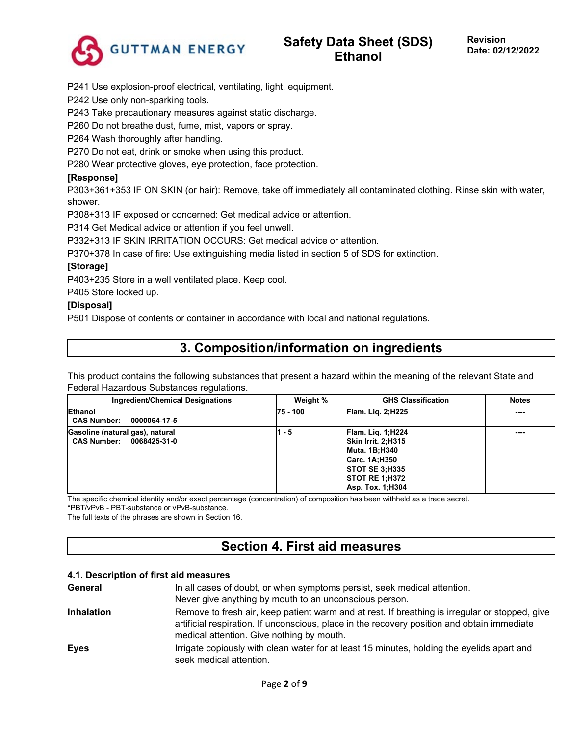P241 Use explosion-proof electrical, ventilating, light, equipment.

P242 Use only non-sparking tools.

P243 Take precautionary measures against static discharge.

P260 Do not breathe dust, fume, mist, vapors or spray.

P264 Wash thoroughly after handling.

P270 Do not eat, drink or smoke when using this product.

P280 Wear protective gloves, eye protection, face protection.

**[Response]**

P303+361+353 IF ON SKIN (or hair): Remove, take off immediately all contaminated clothing. Rinse skin with water, shower.

P308+313 IF exposed or concerned: Get medical advice or attention.

P314 Get Medical advice or attention if you feel unwell.

P332+313 IF SKIN IRRITATION OCCURS: Get medical advice or attention.

P370+378 In case of fire: Use extinguishing media listed in section 5 of SDS for extinction.

**[Storage]**

P403+235 Store in a well ventilated place. Keep cool.

P405 Store locked up.

**[Disposal]**

P501 Dispose of contents or container in accordance with local and national regulations.

## 3. Composition/information on ingredients

This product contains the following substances that present a hazard within the meaning of the relevant State and Federal Hazardous Substances regulations.

| Ingredient/Chemical Designations | Weight % | GHS Classification | Notes |
|---|---|---|---|
| **Ethanol**<br>**CAS Number: 0000064-17-5** | **75 - 100** | **Flam. Liq. 2;H225** | **----** |
| **Gasoline (natural gas), natural**<br>**CAS Number: 0068425-31-0** | **1 - 5** | **Flam. Liq. 1;H224**<br>**Skin Irrit. 2;H315**<br>**Muta. 1B;H340**<br>**Carc. 1A;H350**<br>**STOT SE 3;H335**<br>**STOT RE 1;H372**<br>**Asp. Tox. 1;H304** | **----** |

The specific chemical identity and/or exact percentage (concentration) of composition has been withheld as a trade secret.

*PBT/vPvB - PBT-substance or vPvB-substance.

The full texts of the phrases are shown in Section 16.

## Section 4. First aid measures

### 4.1. Description of first aid measures

**General** In all cases of doubt, or when symptoms persist, seek medical attention. Never give anything by mouth to an unconscious person.

**Inhalation** Remove to fresh air, keep patient warm and at rest. If breathing is irregular or stopped, give artificial respiration. If unconscious, place in the recovery position and obtain immediate medical attention. Give nothing by mouth.

**Eyes** Irrigate copiously with clean water for at least 15 minutes, holding the eyelids apart and seek medical attention.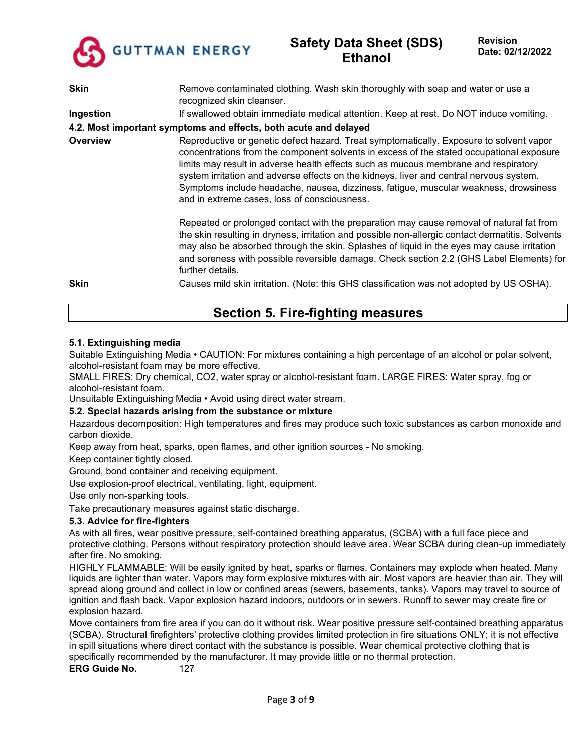**Skin** Remove contaminated clothing. Wash skin thoroughly with soap and water or use a recognized skin cleanser.

**Ingestion** If swallowed obtain immediate medical attention. Keep at rest. Do NOT induce vomiting.

**4.2. Most important symptoms and effects, both acute and delayed**

**Overview** Reproductive or genetic defect hazard. Treat symptomatically. Exposure to solvent vapor concentrations from the component solvents in excess of the stated occupational exposure limits may result in adverse health effects such as mucous membrane and respiratory system irritation and adverse effects on the kidneys, liver and central nervous system. Symptoms include headache, nausea, dizziness, fatigue, muscular weakness, drowsiness and in extreme cases, loss of consciousness.

Repeated or prolonged contact with the preparation may cause removal of natural fat from the skin resulting in dryness, irritation and possible non-allergic contact dermatitis. Solvents may also be absorbed through the skin. Splashes of liquid in the eyes may cause irritation and soreness with possible reversible damage. Check section 2.2 (GHS Label Elements) for further details.

**Skin** Causes mild skin irritation. (Note: this GHS classification was not adopted by US OSHA).

## Section 5. Fire-fighting measures

### 5.1. Extinguishing media

Suitable Extinguishing Media • CAUTION: For mixtures containing a high percentage of an alcohol or polar solvent, alcohol-resistant foam may be more effective.

SMALL FIRES: Dry chemical, CO2, water spray or alcohol-resistant foam. LARGE FIRES: Water spray, fog or alcohol-resistant foam.

Unsuitable Extinguishing Media • Avoid using direct water stream.

### 5.2. Special hazards arising from the substance or mixture

Hazardous decomposition: High temperatures and fires may produce such toxic substances as carbon monoxide and carbon dioxide.

Keep away from heat, sparks, open flames, and other ignition sources - No smoking.

Keep container tightly closed.

Ground, bond container and receiving equipment.

Use explosion-proof electrical, ventilating, light, equipment.

Use only non-sparking tools.

Take precautionary measures against static discharge.

### 5.3. Advice for fire-fighters

As with all fires, wear positive pressure, self-contained breathing apparatus, (SCBA) with a full face piece and protective clothing. Persons without respiratory protection should leave area. Wear SCBA during clean-up immediately after fire. No smoking.

HIGHLY FLAMMABLE: Will be easily ignited by heat, sparks or flames. Containers may explode when heated. Many liquids are lighter than water. Vapors may form explosive mixtures with air. Most vapors are heavier than air. They will spread along ground and collect in low or confined areas (sewers, basements, tanks). Vapors may travel to source of ignition and flash back. Vapor explosion hazard indoors, outdoors or in sewers. Runoff to sewer may create fire or explosion hazard.

Move containers from fire area if you can do it without risk. Wear positive pressure self-contained breathing apparatus (SCBA). Structural firefighters' protective clothing provides limited protection in fire situations ONLY; it is not effective in spill situations where direct contact with the substance is possible. Wear chemical protective clothing that is specifically recommended by the manufacturer. It may provide little or no thermal protection.

**ERG Guide No.** 127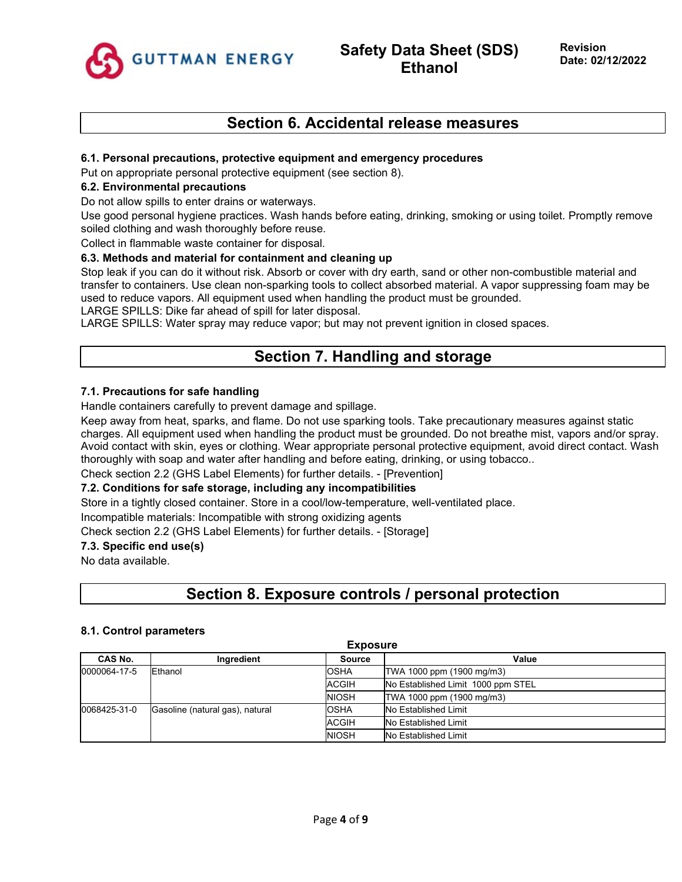## Section 6. Accidental release measures

### 6.1. Personal precautions, protective equipment and emergency procedures

Put on appropriate personal protective equipment (see section 8).

### 6.2. Environmental precautions

Do not allow spills to enter drains or waterways.

Use good personal hygiene practices. Wash hands before eating, drinking, smoking or using toilet. Promptly remove soiled clothing and wash thoroughly before reuse.

Collect in flammable waste container for disposal.

### 6.3. Methods and material for containment and cleaning up

Stop leak if you can do it without risk. Absorb or cover with dry earth, sand or other non-combustible material and transfer to containers. Use clean non-sparking tools to collect absorbed material. A vapor suppressing foam may be used to reduce vapors. All equipment used when handling the product must be grounded.

LARGE SPILLS: Dike far ahead of spill for later disposal.

LARGE SPILLS: Water spray may reduce vapor; but may not prevent ignition in closed spaces.

## Section 7. Handling and storage

### 7.1. Precautions for safe handling

Handle containers carefully to prevent damage and spillage.

Keep away from heat, sparks, and flame. Do not use sparking tools. Take precautionary measures against static charges. All equipment used when handling the product must be grounded. Do not breathe mist, vapors and/or spray. Avoid contact with skin, eyes or clothing. Wear appropriate personal protective equipment, avoid direct contact. Wash thoroughly with soap and water after handling and before eating, drinking, or using tobacco..

Check section 2.2 (GHS Label Elements) for further details. - [Prevention]

### 7.2. Conditions for safe storage, including any incompatibilities

Store in a tightly closed container. Store in a cool/low-temperature, well-ventilated place.

Incompatible materials: Incompatible with strong oxidizing agents

Check section 2.2 (GHS Label Elements) for further details. - [Storage]

### 7.3. Specific end use(s)

No data available.

## Section 8. Exposure controls / personal protection

### 8.1. Control parameters

**Exposure**

| CAS No. | Ingredient | Source | Value |
|---|---|---|---|
| 0000064-17-5 | Ethanol | OSHA | TWA 1000 ppm (1900 mg/m3) |
| | | ACGIH | No Established Limit 1000 ppm STEL |
| | | NIOSH | TWA 1000 ppm (1900 mg/m3) |
| 0068425-31-0 | Gasoline (natural gas), natural | OSHA | No Established Limit |
| | | ACGIH | No Established Limit |
| | | NIOSH | No Established Limit |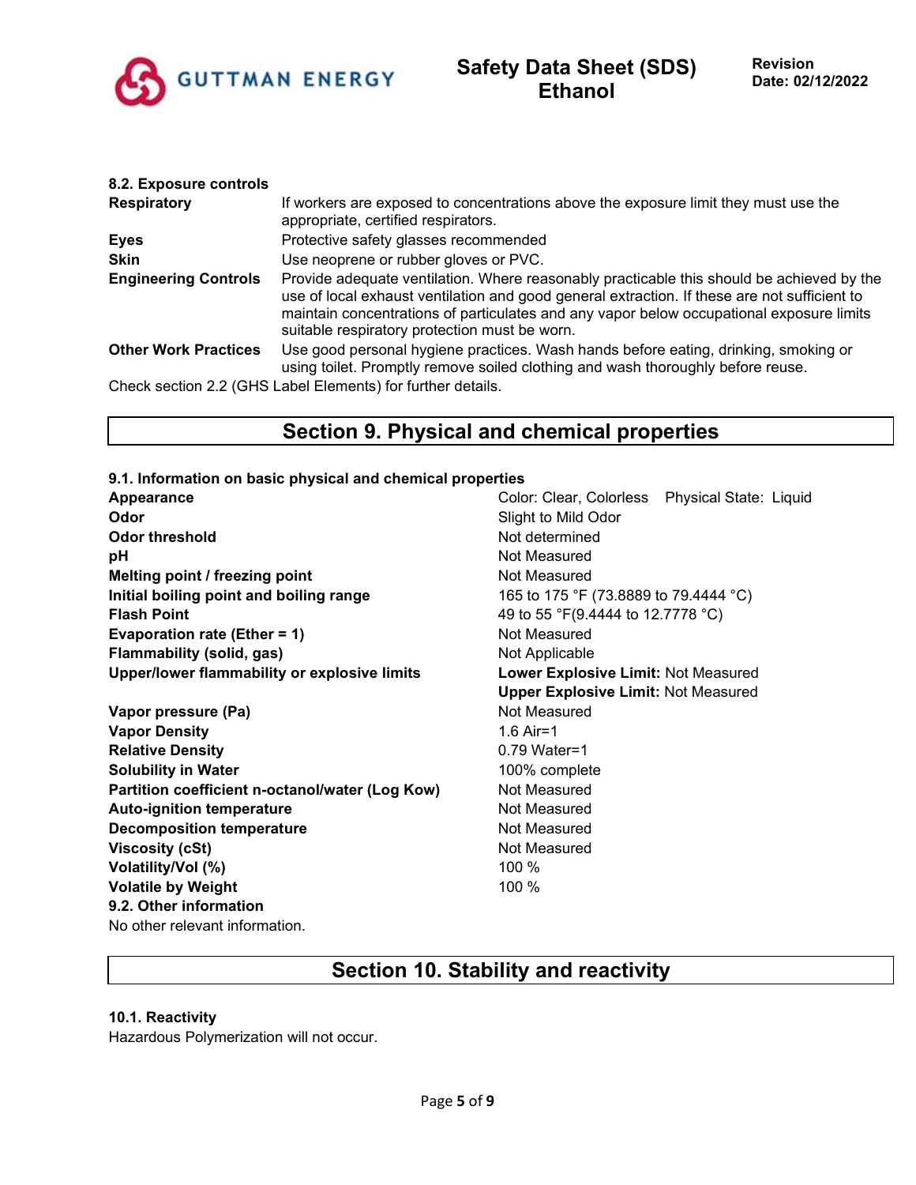### 8.2. Exposure controls

| | |
|---|---|
| **Respiratory** | If workers are exposed to concentrations above the exposure limit they must use the appropriate, certified respirators. |
| **Eyes** | Protective safety glasses recommended |
| **Skin** | Use neoprene or rubber gloves or PVC. |
| **Engineering Controls** | Provide adequate ventilation. Where reasonably practicable this should be achieved by the use of local exhaust ventilation and good general extraction. If these are not sufficient to maintain concentrations of particulates and any vapor below occupational exposure limits suitable respiratory protection must be worn. |
| **Other Work Practices** | Use good personal hygiene practices. Wash hands before eating, drinking, smoking or using toilet. Promptly remove soiled clothing and wash thoroughly before reuse. |

Check section 2.2 (GHS Label Elements) for further details.

## Section 9. Physical and chemical properties

### 9.1. Information on basic physical and chemical properties

| | |
|---|---|
| **Appearance** | Color: Clear, Colorless Physical State: Liquid |
| **Odor** | Slight to Mild Odor |
| **Odor threshold** | Not determined |
| **pH** | Not Measured |
| **Melting point / freezing point** | Not Measured |
| **Initial boiling point and boiling range** | 165 to 175 °F (73.8889 to 79.4444 °C) |
| **Flash Point** | 49 to 55 °F(9.4444 to 12.7778 °C) |
| **Evaporation rate (Ether = 1)** | Not Measured |
| **Flammability (solid, gas)** | Not Applicable |
| **Upper/lower flammability or explosive limits** | **Lower Explosive Limit:** Not Measured<br>**Upper Explosive Limit:** Not Measured |
| **Vapor pressure (Pa)** | Not Measured |
| **Vapor Density** | 1.6 Air=1 |
| **Relative Density** | 0.79 Water=1 |
| **Solubility in Water** | 100% complete |
| **Partition coefficient n-octanol/water (Log Kow)** | Not Measured |
| **Auto-ignition temperature** | Not Measured |
| **Decomposition temperature** | Not Measured |
| **Viscosity (cSt)** | Not Measured |
| **Volatility/Vol (%)** | 100 % |
| **Volatile by Weight** | 100 % |

### 9.2. Other information

No other relevant information.

## Section 10. Stability and reactivity

### 10.1. Reactivity

Hazardous Polymerization will not occur.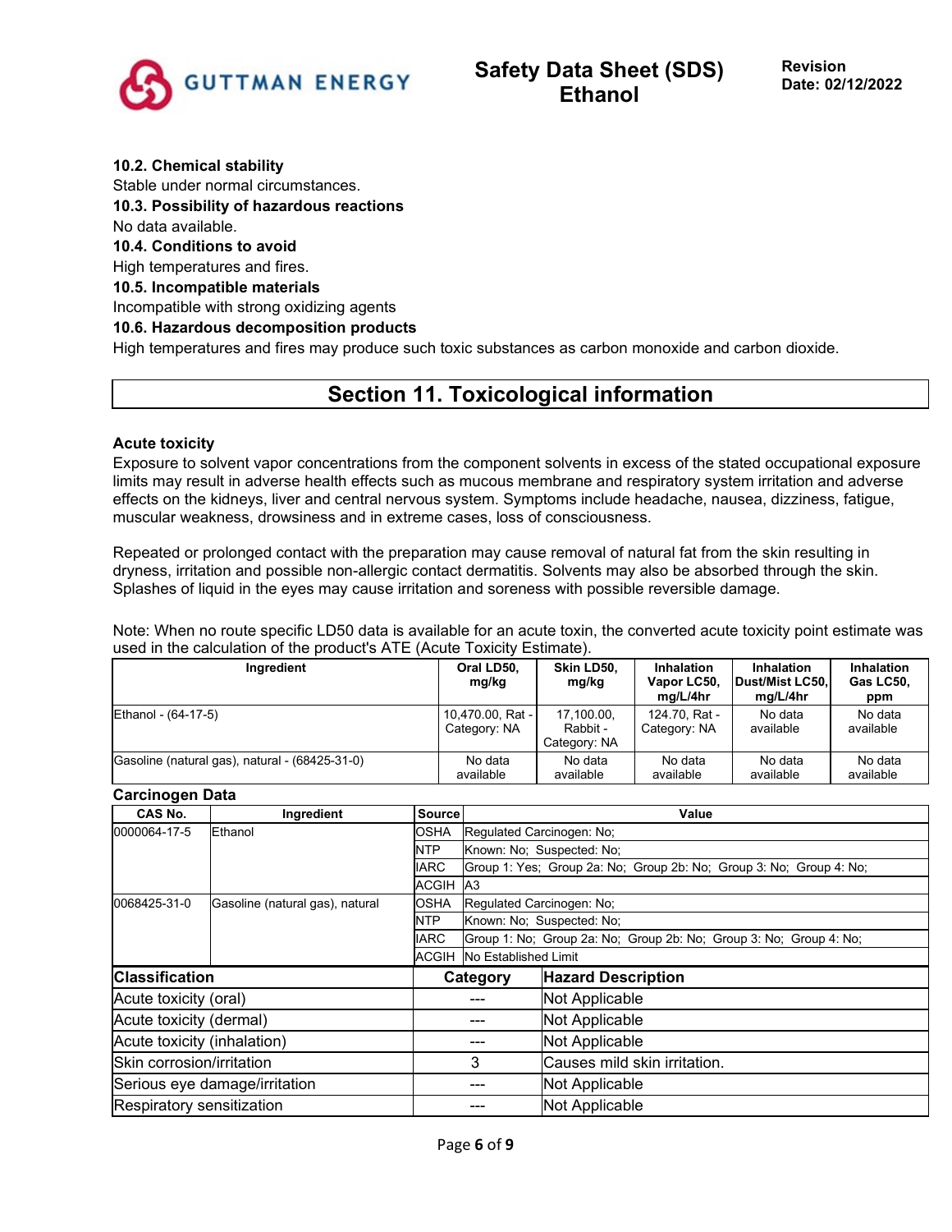### 10.2. Chemical stability

Stable under normal circumstances.

### 10.3. Possibility of hazardous reactions

No data available.

### 10.4. Conditions to avoid

High temperatures and fires.

### 10.5. Incompatible materials

Incompatible with strong oxidizing agents

### 10.6. Hazardous decomposition products

High temperatures and fires may produce such toxic substances as carbon monoxide and carbon dioxide.

## Section 11. Toxicological information

**Acute toxicity**

Exposure to solvent vapor concentrations from the component solvents in excess of the stated occupational exposure limits may result in adverse health effects such as mucous membrane and respiratory system irritation and adverse effects on the kidneys, liver and central nervous system. Symptoms include headache, nausea, dizziness, fatigue, muscular weakness, drowsiness and in extreme cases, loss of consciousness.

Repeated or prolonged contact with the preparation may cause removal of natural fat from the skin resulting in dryness, irritation and possible non-allergic contact dermatitis. Solvents may also be absorbed through the skin. Splashes of liquid in the eyes may cause irritation and soreness with possible reversible damage.

Note: When no route specific LD50 data is available for an acute toxin, the converted acute toxicity point estimate was used in the calculation of the product's ATE (Acute Toxicity Estimate).

| Ingredient | Oral LD50, mg/kg | Skin LD50, mg/kg | Inhalation Vapor LC50, mg/L/4hr | Inhalation Dust/Mist LC50, mg/L/4hr | Inhalation Gas LC50, ppm |
|---|---|---|---|---|---|
| Ethanol - (64-17-5) | 10,470.00, Rat - Category: NA | 17,100.00, Rabbit - Category: NA | 124.70, Rat - Category: NA | No data available | No data available |
| Gasoline (natural gas), natural - (68425-31-0) | No data available | No data available | No data available | No data available | No data available |

**Carcinogen Data**

| CAS No. | Ingredient | Source | Value |
|---|---|---|---|
| 0000064-17-5 | Ethanol | OSHA | Regulated Carcinogen: No; |
| | | NTP | Known: No; Suspected: No; |
| | | IARC | Group 1: Yes; Group 2a: No; Group 2b: No; Group 3: No; Group 4: No; |
| | | ACGIH | A3 |
| 0068425-31-0 | Gasoline (natural gas), natural | OSHA | Regulated Carcinogen: No; |
| | | NTP | Known: No; Suspected: No; |
| | | IARC | Group 1: No; Group 2a: No; Group 2b: No; Group 3: No; Group 4: No; |
| | | ACGIH | No Established Limit |

| Classification | Category | Hazard Description |
|---|---|---|
| Acute toxicity (oral) | --- | Not Applicable |
| Acute toxicity (dermal) | --- | Not Applicable |
| Acute toxicity (inhalation) | --- | Not Applicable |
| Skin corrosion/irritation | 3 | Causes mild skin irritation. |
| Serious eye damage/irritation | --- | Not Applicable |
| Respiratory sensitization | --- | Not Applicable |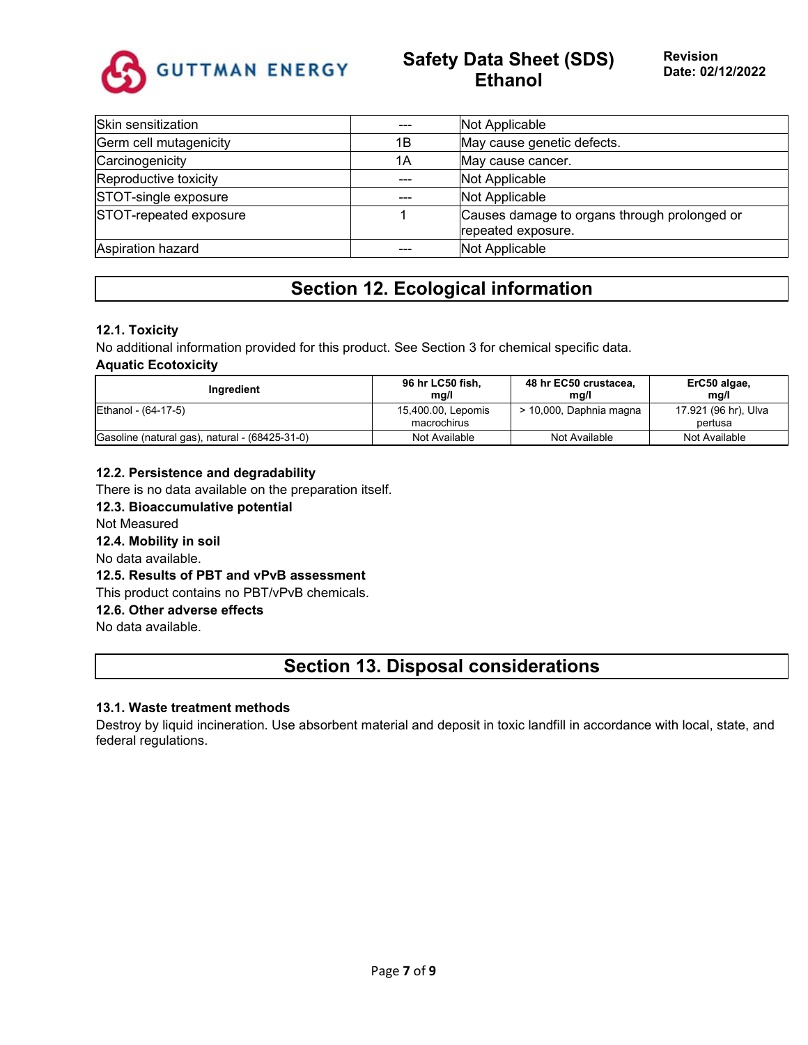| Skin sensitization | --- | Not Applicable |
|---|---|---|
| Germ cell mutagenicity | 1B | May cause genetic defects. |
| Carcinogenicity | 1A | May cause cancer. |
| Reproductive toxicity | --- | Not Applicable |
| STOT-single exposure | --- | Not Applicable |
| STOT-repeated exposure | 1 | Causes damage to organs through prolonged or repeated exposure. |
| Aspiration hazard | --- | Not Applicable |

## Section 12. Ecological information

### 12.1. Toxicity

No additional information provided for this product. See Section 3 for chemical specific data.

**Aquatic Ecotoxicity**

| Ingredient | 96 hr LC50 fish, mg/l | 48 hr EC50 crustacea, mg/l | ErC50 algae, mg/l |
|---|---|---|---|
| Ethanol - (64-17-5) | 15,400.00, Lepomis macrochirus | > 10,000, Daphnia magna | 17.921 (96 hr), Ulva pertusa |
| Gasoline (natural gas), natural - (68425-31-0) | Not Available | Not Available | Not Available |

### 12.2. Persistence and degradability

There is no data available on the preparation itself.

### 12.3. Bioaccumulative potential

Not Measured

### 12.4. Mobility in soil

No data available.

### 12.5. Results of PBT and vPvB assessment

This product contains no PBT/vPvB chemicals.

### 12.6. Other adverse effects

No data available.

## Section 13. Disposal considerations

### 13.1. Waste treatment methods

Destroy by liquid incineration. Use absorbent material and deposit in toxic landfill in accordance with local, state, and federal regulations.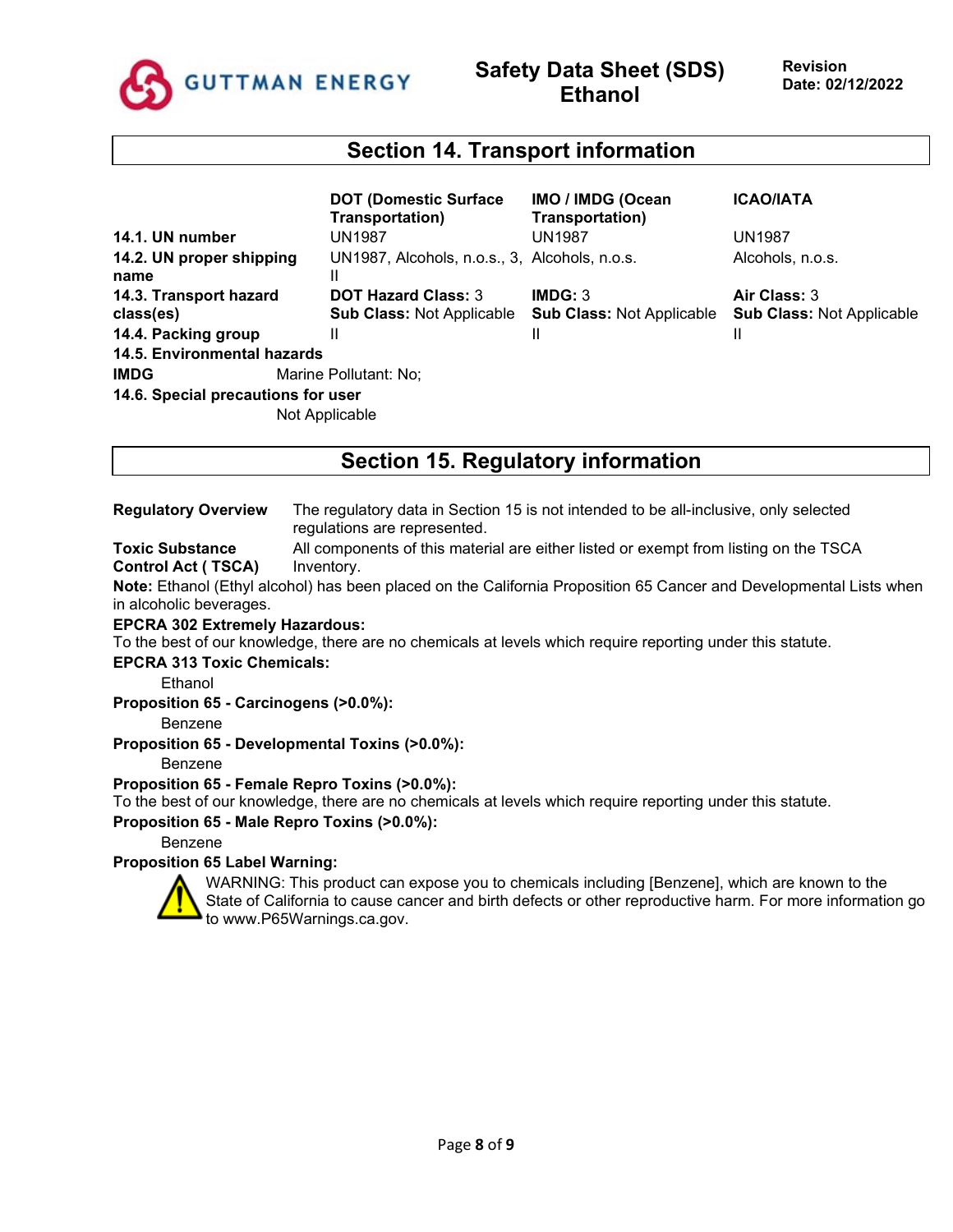## Section 14. Transport information

| | DOT (Domestic Surface Transportation) | IMO / IMDG (Ocean Transportation) | ICAO/IATA |
|---|---|---|---|
| **14.1. UN number** | UN1987 | UN1987 | UN1987 |
| **14.2. UN proper shipping name** | UN1987, Alcohols, n.o.s., 3, II | Alcohols, n.o.s. | Alcohols, n.o.s. |
| **14.3. Transport hazard class(es)** | **DOT Hazard Class:** 3<br>**Sub Class:** Not Applicable | **IMDG:** 3<br>**Sub Class:** Not Applicable | **Air Class:** 3<br>**Sub Class:** Not Applicable |
| **14.4. Packing group** | II | II | II |

**14.5. Environmental hazards**

**IMDG** Marine Pollutant: No;

**14.6. Special precautions for user**

Not Applicable

## Section 15. Regulatory information

**Regulatory Overview** The regulatory data in Section 15 is not intended to be all-inclusive, only selected regulations are represented.

**Toxic Substance Control Act ( TSCA)** All components of this material are either listed or exempt from listing on the TSCA Inventory.

**Note:** Ethanol (Ethyl alcohol) has been placed on the California Proposition 65 Cancer and Developmental Lists when in alcoholic beverages.

**EPCRA 302 Extremely Hazardous:**
To the best of our knowledge, there are no chemicals at levels which require reporting under this statute.

**EPCRA 313 Toxic Chemicals:**
Ethanol

**Proposition 65 - Carcinogens (>0.0%):**
Benzene

**Proposition 65 - Developmental Toxins (>0.0%):**
Benzene

**Proposition 65 - Female Repro Toxins (>0.0%):**
To the best of our knowledge, there are no chemicals at levels which require reporting under this statute.

**Proposition 65 - Male Repro Toxins (>0.0%):**
Benzene

**Proposition 65 Label Warning:**
WARNING: This product can expose you to chemicals including [Benzene], which are known to the State of California to cause cancer and birth defects or other reproductive harm. For more information go to www.P65Warnings.ca.gov.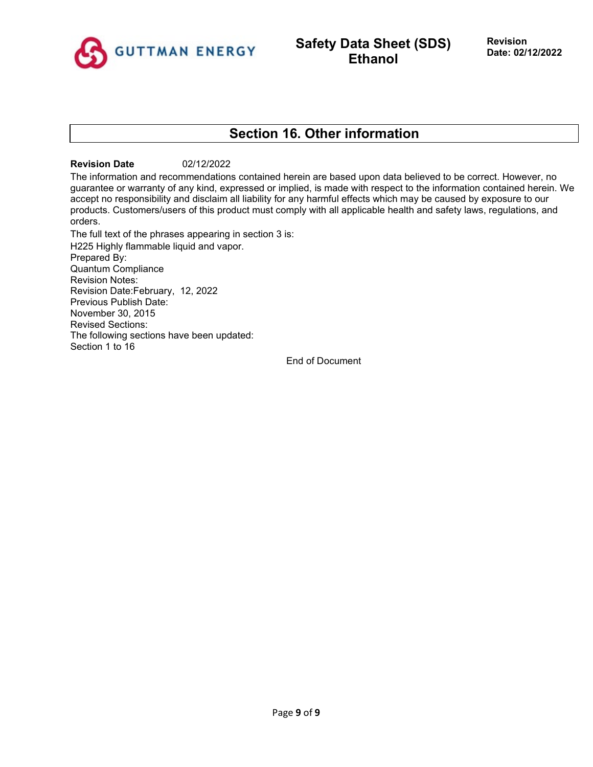## Section 16. Other information

**Revision Date** 02/12/2022

The information and recommendations contained herein are based upon data believed to be correct. However, no guarantee or warranty of any kind, expressed or implied, is made with respect to the information contained herein. We accept no responsibility and disclaim all liability for any harmful effects which may be caused by exposure to our products. Customers/users of this product must comply with all applicable health and safety laws, regulations, and orders.

The full text of the phrases appearing in section 3 is:

H225 Highly flammable liquid and vapor.

Prepared By:

Quantum Compliance

Revision Notes:

Revision Date:February, 12, 2022

Previous Publish Date:

November 30, 2015

Revised Sections:

The following sections have been updated:

Section 1 to 16

End of Document